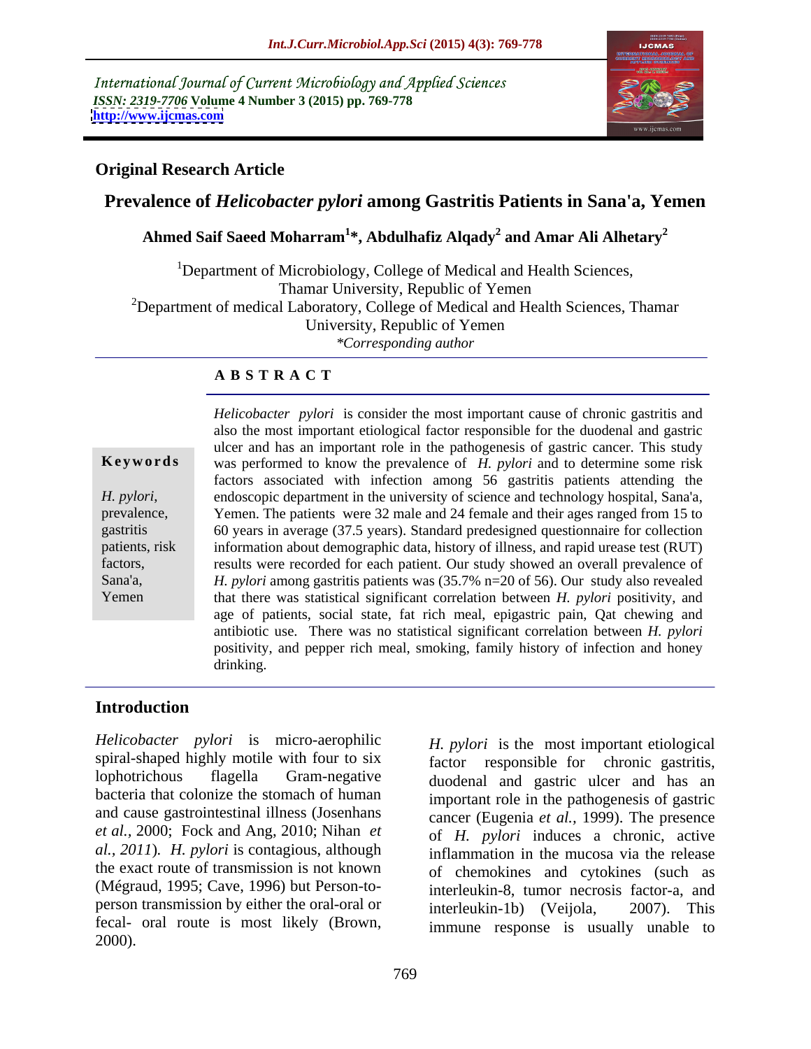International Journal of Current Microbiology and Applied Sciences
*ISSN: 2319-7706* **Volume 4 Number 3 (2015) pp. 769-778**
**http://www.ijcmas.com**

**Original Research Article**

# Prevalence of *Helicobacter pylori* among Gastritis Patients in Sana'a, Yemen

**Ahmed Saif Saeed Moharram[1]\*, Abdulhafiz Alqady[2] and Amar Ali Alhetary[2]**

[1]Department of Microbiology, College of Medical and Health Sciences, Thamar University, Republic of Yemen
[2]Department of medical Laboratory, College of Medical and Health Sciences, Thamar University, Republic of Yemen
*\*Corresponding author*

## ABSTRACT

**Keywords**

*H. pylori*, prevalence, gastritis patients, risk factors, Sana'a, Yemen

*Helicobacter pylori* is consider the most important cause of chronic gastritis and also the most important etiological factor responsible for the duodenal and gastric ulcer and has an important role in the pathogenesis of gastric cancer. This study was performed to know the prevalence of *H. pylori* and to determine some risk factors associated with infection among 56 gastritis patients attending the endoscopic department in the university of science and technology hospital, Sana'a, Yemen. The patients were 32 male and 24 female and their ages ranged from 15 to 60 years in average (37.5 years). Standard predesigned questionnaire for collection information about demographic data, history of illness, and rapid urease test (RUT) results were recorded for each patient. Our study showed an overall prevalence of *H. pylori* among gastritis patients was (35.7% n=20 of 56). Our study also revealed that there was statistical significant correlation between *H. pylori* positivity, and age of patients, social state, fat rich meal, epigastric pain, Qat chewing and antibiotic use. There was no statistical significant correlation between *H. pylori* positivity, and pepper rich meal, smoking, family history of infection and honey drinking.

## Introduction

*Helicobacter pylori* is micro-aerophilic spiral-shaped highly motile with four to six lophotrichous flagella Gram-negative bacteria that colonize the stomach of human and cause gastrointestinal illness (Josenhans *et al.*, 2000; Fock and Ang, 2010; Nihan *et al., 2011*). *H. pylori* is contagious, although the exact route of transmission is not known (Mégraud, 1995; Cave, 1996) but Person-to-person transmission by either the oral-oral or fecal- oral route is most likely (Brown, 2000).

*H. pylori* is the most important etiological factor responsible for chronic gastritis, duodenal and gastric ulcer and has an important role in the pathogenesis of gastric cancer (Eugenia *et al.,* 1999). The presence of *H. pylori* induces a chronic, active inflammation in the mucosa via the release of chemokines and cytokines (such as interleukin-8, tumor necrosis factor-a, and interleukin-1b) (Veijola, 2007). This immune response is usually unable to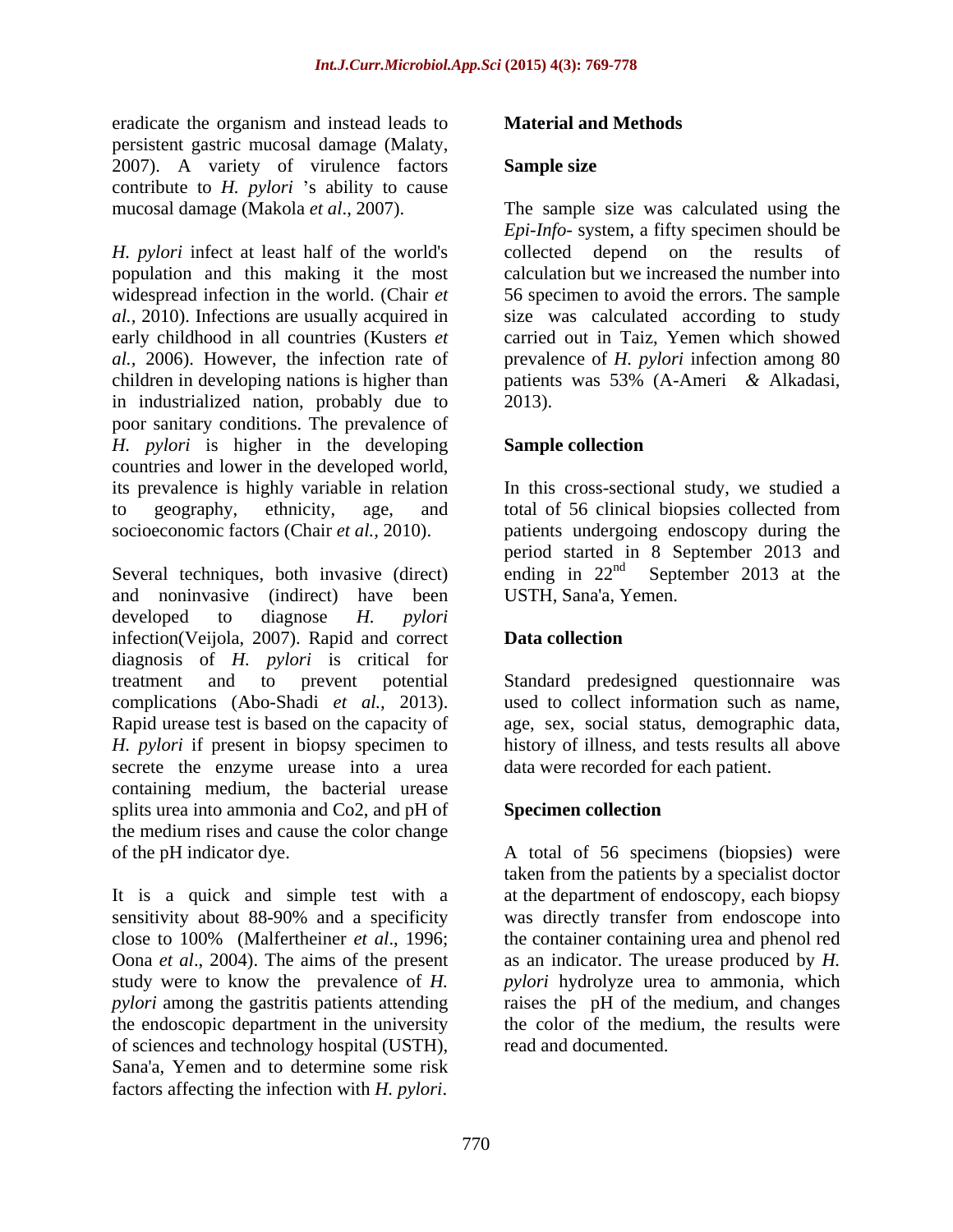eradicate the organism and instead leads to persistent gastric mucosal damage (Malaty, 2007). A variety of virulence factors contribute to *H. pylori* 's ability to cause mucosal damage (Makola *et al*., 2007).

*H. pylori* infect at least half of the world's population and this making it the most widespread infection in the world. (Chair *et al.,* 2010). Infections are usually acquired in early childhood in all countries (Kusters *et al.,* 2006). However, the infection rate of children in developing nations is higher than in industrialized nation, probably due to poor sanitary conditions. The prevalence of *H. pylori* is higher in the developing countries and lower in the developed world, its prevalence is highly variable in relation to geography, ethnicity, age, and socioeconomic factors (Chair *et al.,* 2010).

Several techniques, both invasive (direct) and noninvasive (indirect) have been developed to diagnose *H. pylori* infection(Veijola, 2007). Rapid and correct diagnosis of *H. pylori* is critical for treatment and to prevent potential complications (Abo-Shadi *et al.,* 2013). Rapid urease test is based on the capacity of *H. pylori* if present in biopsy specimen to secrete the enzyme urease into a urea containing medium, the bacterial urease splits urea into ammonia and Co2, and pH of the medium rises and cause the color change of the pH indicator dye.

It is a quick and simple test with a sensitivity about 88-90% and a specificity close to 100% (Malfertheiner *et al*., 1996; Oona *et al*., 2004). The aims of the present study were to know the prevalence of *H. pylori* among the gastritis patients attending the endoscopic department in the university of sciences and technology hospital (USTH), Sana'a, Yemen and to determine some risk factors affecting the infection with *H. pylori*.

## Material and Methods

### Sample size

The sample size was calculated using the *Epi-Info*- system, a fifty specimen should be collected depend on the results of calculation but we increased the number into 56 specimen to avoid the errors. The sample size was calculated according to study carried out in Taiz, Yemen which showed prevalence of *H. pylori* infection among 80 patients was 53% (A-Ameri & Alkadasi, 2013).

### Sample collection

In this cross-sectional study, we studied a total of 56 clinical biopsies collected from patients undergoing endoscopy during the period started in 8 September 2013 and ending in 22nd September 2013 at the USTH, Sana'a, Yemen.

### Data collection

Standard predesigned questionnaire was used to collect information such as name, age, sex, social status, demographic data, history of illness, and tests results all above data were recorded for each patient.

### Specimen collection

A total of 56 specimens (biopsies) were taken from the patients by a specialist doctor at the department of endoscopy, each biopsy was directly transfer from endoscope into the container containing urea and phenol red as an indicator. The urease produced by *H. pylori* hydrolyze urea to ammonia, which raises the pH of the medium, and changes the color of the medium, the results were read and documented.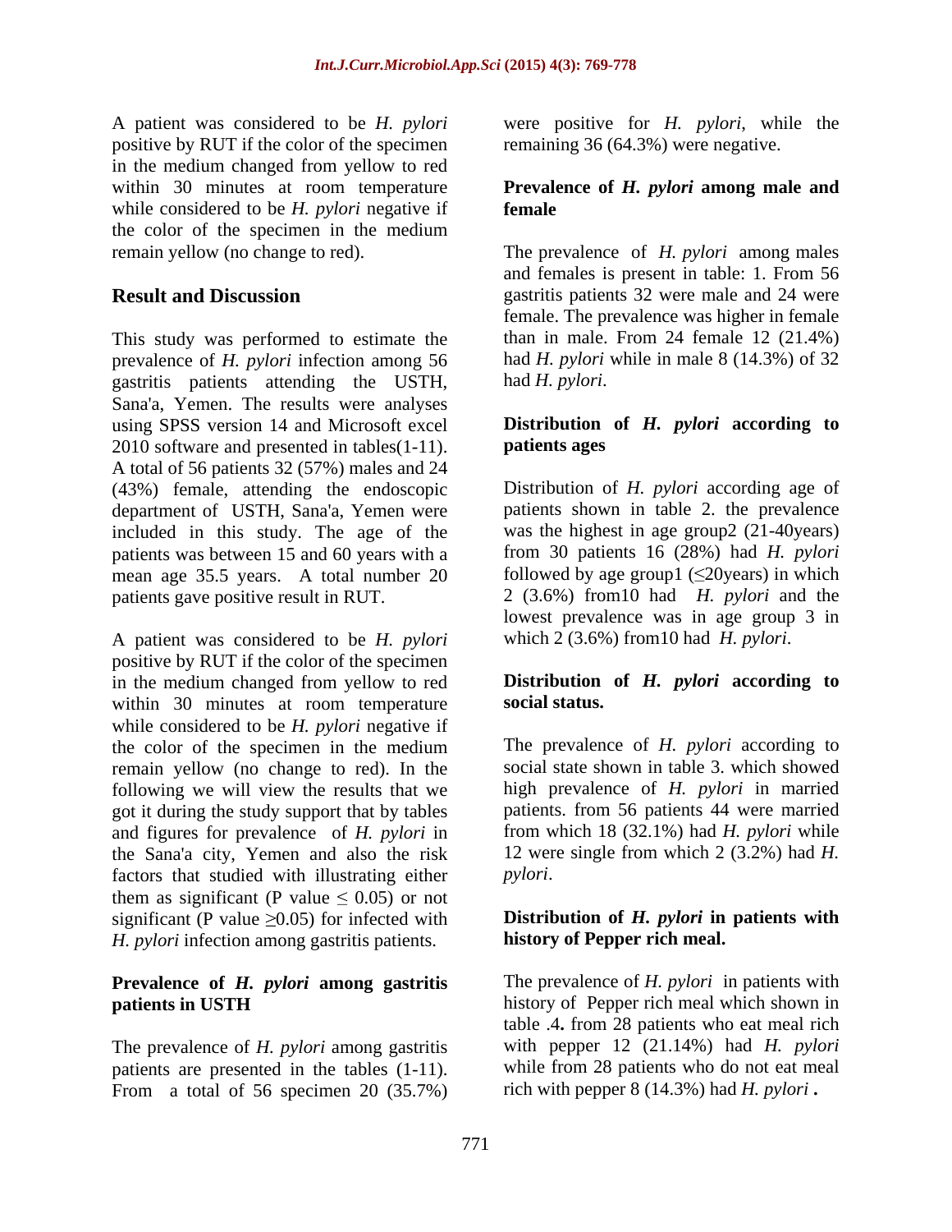A patient was considered to be *H. pylori* positive by RUT if the color of the specimen in the medium changed from yellow to red within 30 minutes at room temperature while considered to be *H. pylori* negative if the color of the specimen in the medium remain yellow (no change to red).

## Result and Discussion

This study was performed to estimate the prevalence of *H. pylori* infection among 56 gastritis patients attending the USTH, Sana'a, Yemen. The results were analyses using SPSS version 14 and Microsoft excel 2010 software and presented in tables(1-11). A total of 56 patients 32 (57%) males and 24 (43%) female, attending the endoscopic department of USTH, Sana'a, Yemen were included in this study. The age of the patients was between 15 and 60 years with a mean age 35.5 years. A total number 20 patients gave positive result in RUT.

A patient was considered to be *H. pylori* positive by RUT if the color of the specimen in the medium changed from yellow to red within 30 minutes at room temperature while considered to be *H. pylori* negative if the color of the specimen in the medium remain yellow (no change to red). In the following we will view the results that we got it during the study support that by tables and figures for prevalence of *H. pylori* in the Sana'a city, Yemen and also the risk factors that studied with illustrating either them as significant (P value $\leq$ 0.05) or not significant (P value $\geq$0.05) for infected with *H. pylori* infection among gastritis patients.

### Prevalence of *H. pylori* among gastritis patients in USTH

The prevalence of *H. pylori* among gastritis patients are presented in the tables (1-11). From a total of 56 specimen 20 (35.7%) were positive for *H. pylori*, while the remaining 36 (64.3%) were negative.

### Prevalence of *H. pylori* among male and female

The prevalence of *H. pylori* among males and females is present in table: 1. From 56 gastritis patients 32 were male and 24 were female. The prevalence was higher in female than in male. From 24 female 12 (21.4%) had *H. pylori* while in male 8 (14.3%) of 32 had *H. pylori*.

### Distribution of *H. pylori* according to patients ages

Distribution of *H. pylori* according age of patients shown in table 2. the prevalence was the highest in age group2 (21-40years) from 30 patients 16 (28%) had *H. pylori* followed by age group1 ($\leq$20years) in which 2 (3.6%) from10 had *H. pylori* and the lowest prevalence was in age group 3 in which 2 (3.6%) from10 had *H. pylori*.

### Distribution of *H. pylori* according to social status.

The prevalence of *H. pylori* according to social state shown in table 3. which showed high prevalence of *H. pylori* in married patients. from 56 patients 44 were married from which 18 (32.1%) had *H. pylori* while 12 were single from which 2 (3.2%) had *H. pylori*.

### Distribution of *H. pylori* in patients with history of Pepper rich meal.

The prevalence of *H. pylori* in patients with history of Pepper rich meal which shown in table .4**.** from 28 patients who eat meal rich with pepper 12 (21.14%) had *H. pylori* while from 28 patients who do not eat meal rich with pepper 8 (14.3%) had *H. pylori* **.**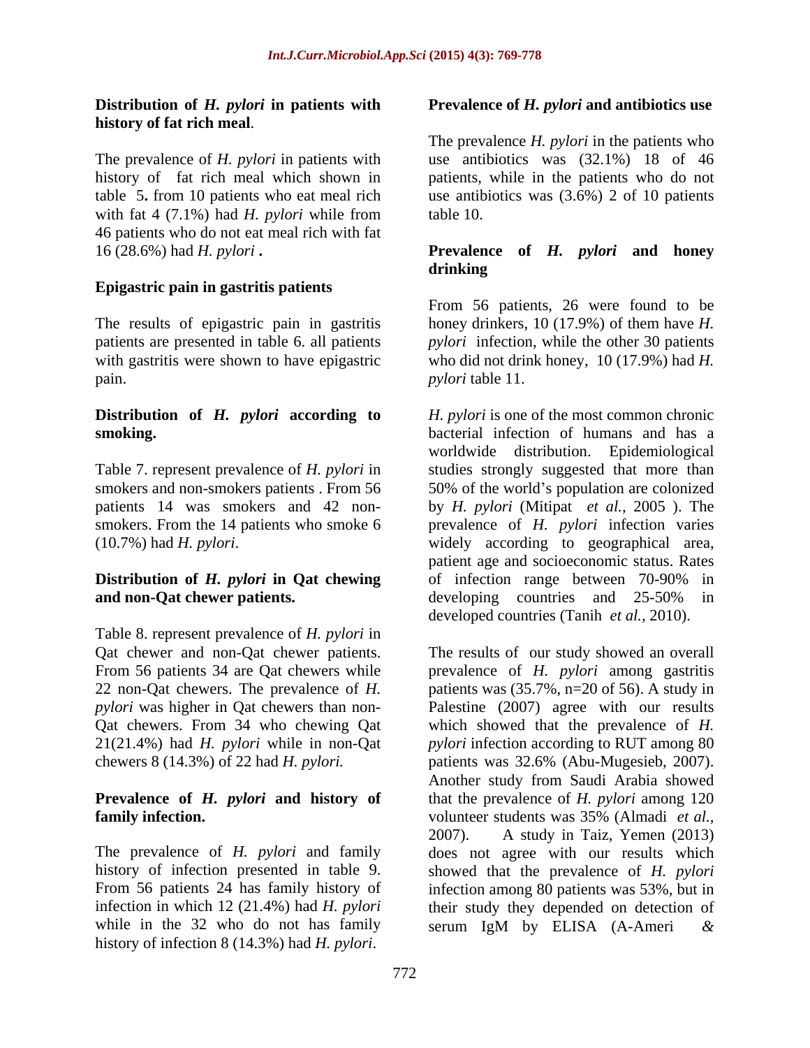**Distribution of *H. pylori* in patients with history of fat rich meal**.

The prevalence of *H. pylori* in patients with history of fat rich meal which shown in table 5**.** from 10 patients who eat meal rich with fat 4 (7.1%) had *H. pylori* while from 46 patients who do not eat meal rich with fat 16 (28.6%) had *H. pylori* **.**

**Epigastric pain in gastritis patients**

The results of epigastric pain in gastritis patients are presented in table 6. all patients with gastritis were shown to have epigastric pain.

**Distribution of *H. pylori* according to smoking.**

Table 7. represent prevalence of *H. pylori* in smokers and non-smokers patients . From 56 patients 14 was smokers and 42 non-smokers. From the 14 patients who smoke 6 (10.7%) had *H. pylori*.

**Distribution of *H. pylori* in Qat chewing and non-Qat chewer patients.**

Table 8. represent prevalence of *H. pylori* in Qat chewer and non-Qat chewer patients. From 56 patients 34 are Qat chewers while 22 non-Qat chewers. The prevalence of *H. pylori* was higher in Qat chewers than non-Qat chewers. From 34 who chewing Qat 21(21.4%) had *H. pylori* while in non-Qat chewers 8 (14.3%) of 22 had *H. pylori.*

**Prevalence of *H. pylori* and history of family infection.**

The prevalence of *H. pylori* and family history of infection presented in table 9. From 56 patients 24 has family history of infection in which 12 (21.4%) had *H. pylori* while in the 32 who do not has family history of infection 8 (14.3%) had *H. pylori*.

**Prevalence of *H. pylori* and antibiotics use**

The prevalence *H. pylori* in the patients who use antibiotics was (32.1%) 18 of 46 patients, while in the patients who do not use antibiotics was (3.6%) 2 of 10 patients table 10.

**Prevalence of *H. pylori* and honey drinking**

From 56 patients, 26 were found to be honey drinkers, 10 (17.9%) of them have *H. pylori* infection, while the other 30 patients who did not drink honey, 10 (17.9%) had *H. pylori* table 11.

*H. pylori* is one of the most common chronic bacterial infection of humans and has a worldwide distribution. Epidemiological studies strongly suggested that more than 50% of the world's population are colonized by *H. pylori* (Mitipat *et al.*, 2005 ). The prevalence of *H. pylori* infection varies widely according to geographical area, patient age and socioeconomic status. Rates of infection range between 70-90% in developing countries and 25-50% in developed countries (Tanih *et al.*, 2010).

The results of our study showed an overall prevalence of *H. pylori* among gastritis patients was (35.7%, n=20 of 56). A study in Palestine (2007) agree with our results which showed that the prevalence of *H. pylori* infection according to RUT among 80 patients was 32.6% (Abu-Mugesieb, 2007). Another study from Saudi Arabia showed that the prevalence of *H. pylori* among 120 volunteer students was 35% (Almadi *et al.*, 2007). A study in Taiz, Yemen (2013) does not agree with our results which showed that the prevalence of *H. pylori* infection among 80 patients was 53%, but in their study they depended on detection of serum IgM by ELISA (A-Ameri &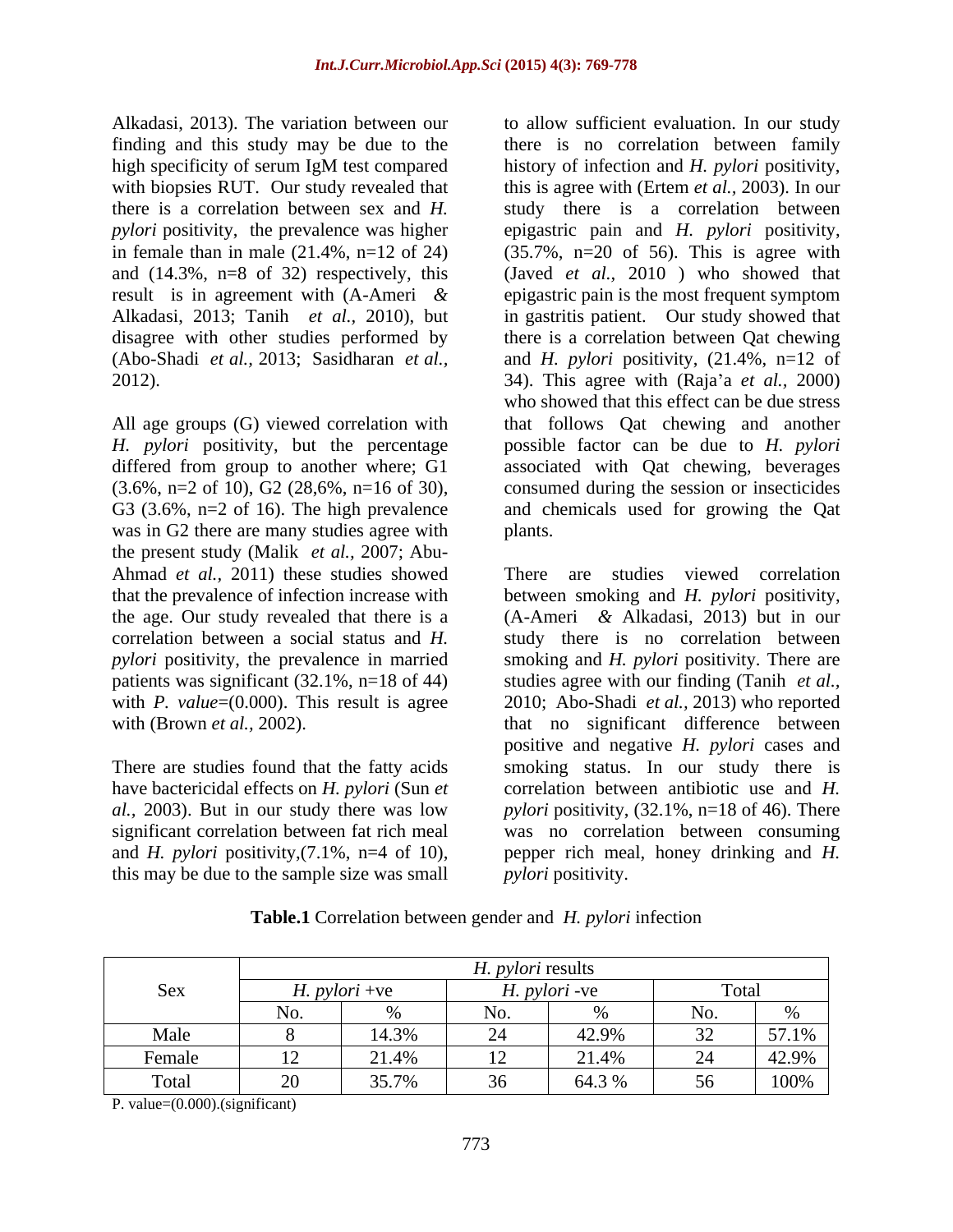Alkadasi, 2013). The variation between our finding and this study may be due to the high specificity of serum IgM test compared with biopsies RUT. Our study revealed that there is a correlation between sex and *H. pylori* positivity, the prevalence was higher in female than in male (21.4%, n=12 of 24) and (14.3%, n=8 of 32) respectively, this result is in agreement with (A-Ameri & Alkadasi, 2013; Tanih *et al.,* 2010), but disagree with other studies performed by (Abo-Shadi *et al.,* 2013; Sasidharan *et al.*, 2012).

All age groups (G) viewed correlation with *H. pylori* positivity, but the percentage differed from group to another where; G1 (3.6%, n=2 of 10), G2 (28,6%, n=16 of 30), G3 (3.6%, n=2 of 16). The high prevalence was in G2 there are many studies agree with the present study (Malik *et al.,* 2007; Abu-Ahmad *et al.,* 2011) these studies showed that the prevalence of infection increase with the age. Our study revealed that there is a correlation between a social status and *H. pylori* positivity, the prevalence in married patients was significant (32.1%, n=18 of 44) with *P. value*=(0.000). This result is agree with (Brown *et al.,* 2002).

There are studies found that the fatty acids have bactericidal effects on *H. pylori* (Sun *et al.,* 2003). But in our study there was low significant correlation between fat rich meal and *H. pylori* positivity,(7.1%, n=4 of 10), this may be due to the sample size was small to allow sufficient evaluation. In our study there is no correlation between family history of infection and *H. pylori* positivity, this is agree with (Ertem *et al.,* 2003). In our study there is a correlation between epigastric pain and *H. pylori* positivity, (35.7%, n=20 of 56). This is agree with (Javed *et al.,* 2010 ) who showed that epigastric pain is the most frequent symptom in gastritis patient. Our study showed that there is a correlation between Qat chewing and *H. pylori* positivity, (21.4%, n=12 of 34). This agree with (Raja'a *et al.,* 2000) who showed that this effect can be due stress that follows Qat chewing and another possible factor can be due to *H. pylori* associated with Qat chewing, beverages consumed during the session or insecticides and chemicals used for growing the Qat plants.

There are studies viewed correlation between smoking and *H. pylori* positivity, (A-Ameri & Alkadasi, 2013) but in our study there is no correlation between smoking and *H. pylori* positivity. There are studies agree with our finding (Tanih *et al.,* 2010; Abo-Shadi *et al.,* 2013) who reported that no significant difference between positive and negative *H. pylori* cases and smoking status. In our study there is correlation between antibiotic use and *H. pylori* positivity, (32.1%, n=18 of 46). There was no correlation between consuming pepper rich meal, honey drinking and *H. pylori* positivity.

**Table.1** Correlation between gender and *H. pylori* infection

| Sex | *H. pylori* results | | | | | |
|---|---|---|---|---|---|---|
| | *H. pylori* +ve | | *H. pylori* -ve | | Total | |
| | No. | % | No. | % | No. | % |
| Male | 8 | 14.3% | 24 | 42.9% | 32 | 57.1% |
| Female | 12 | 21.4% | 12 | 21.4% | 24 | 42.9% |
| Total | 20 | 35.7% | 36 | 64.3 % | 56 | 100% |

P. value=(0.000).(significant)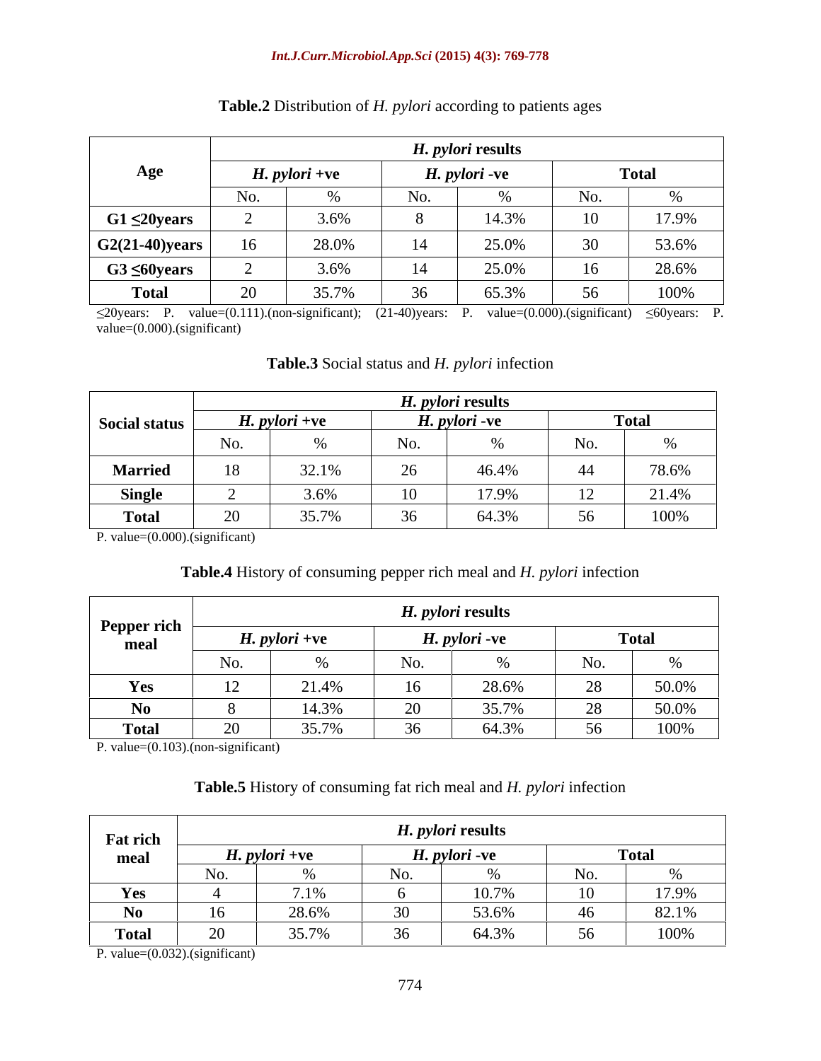**Table.2** Distribution of *H. pylori* according to patients ages

| Age | *H. pylori* results | | | | | |
|---|---|---|---|---|---|---|
| | *H. pylori* +ve | | *H. pylori* -ve | | Total | |
| | No. | % | No. | % | No. | % |
| G1 ≤20years | 2 | 3.6% | 8 | 14.3% | 10 | 17.9% |
| G2(21-40)years | 16 | 28.0% | 14 | 25.0% | 30 | 53.6% |
| G3 ≤60years | 2 | 3.6% | 14 | 25.0% | 16 | 28.6% |
| Total | 20 | 35.7% | 36 | 65.3% | 56 | 100% |

≤20years: P. value=(0.111).(non-significant); (21-40)years: P. value=(0.000).(significant) ≤60years: P. value=(0.000).(significant)

**Table.3** Social status and *H. pylori* infection

| Social status | *H. pylori* results | | | | | |
|---|---|---|---|---|---|---|
| | *H. pylori* +ve | | *H. pylori* -ve | | Total | |
| | No. | % | No. | % | No. | % |
| Married | 18 | 32.1% | 26 | 46.4% | 44 | 78.6% |
| Single | 2 | 3.6% | 10 | 17.9% | 12 | 21.4% |
| Total | 20 | 35.7% | 36 | 64.3% | 56 | 100% |

P. value=(0.000).(significant)

**Table.4** History of consuming pepper rich meal and *H. pylori* infection

| Pepper rich meal | *H. pylori* results | | | | | |
|---|---|---|---|---|---|---|
| | *H. pylori* +ve | | *H. pylori* -ve | | Total | |
| | No. | % | No. | % | No. | % |
| Yes | 12 | 21.4% | 16 | 28.6% | 28 | 50.0% |
| No | 8 | 14.3% | 20 | 35.7% | 28 | 50.0% |
| Total | 20 | 35.7% | 36 | 64.3% | 56 | 100% |

P. value=(0.103).(non-significant)

**Table.5** History of consuming fat rich meal and *H. pylori* infection

| Fat rich meal | *H. pylori* results | | | | | |
|---|---|---|---|---|---|---|
| | *H. pylori* +ve | | *H. pylori* -ve | | Total | |
| | No. | % | No. | % | No. | % |
| Yes | 4 | 7.1% | 6 | 10.7% | 10 | 17.9% |
| No | 16 | 28.6% | 30 | 53.6% | 46 | 82.1% |
| Total | 20 | 35.7% | 36 | 64.3% | 56 | 100% |

P. value=(0.032).(significant)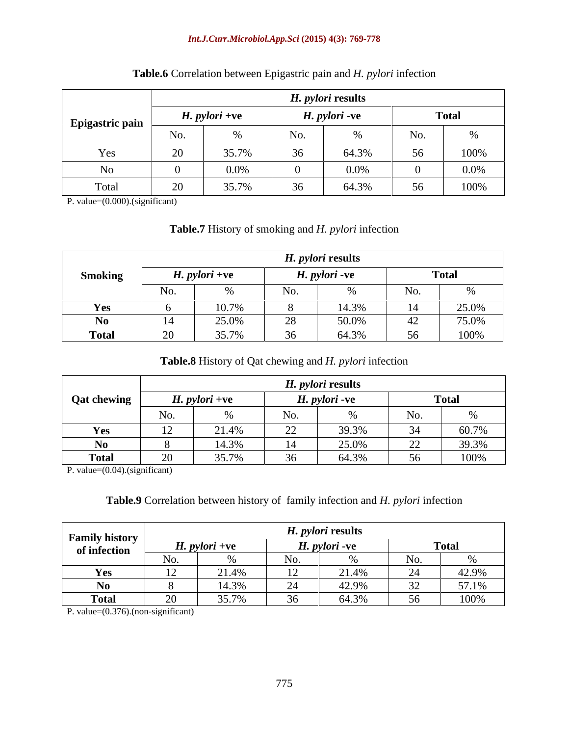**Table.6** Correlation between Epigastric pain and *H. pylori* infection

| Epigastric pain | *H. pylori* results | | | | | |
|---|---|---|---|---|---|---|
| | *H. pylori* +ve | | *H. pylori* -ve | | Total | |
| | No. | % | No. | % | No. | % |
| Yes | 20 | 35.7% | 36 | 64.3% | 56 | 100% |
| No | 0 | 0.0% | 0 | 0.0% | 0 | 0.0% |
| Total | 20 | 35.7% | 36 | 64.3% | 56 | 100% |

P. value=(0.000).(significant)

**Table.7** History of smoking and *H. pylori* infection

| Smoking | *H. pylori* results | | | | | |
|---|---|---|---|---|---|---|
| | *H. pylori* +ve | | *H. pylori* -ve | | Total | |
| | No. | % | No. | % | No. | % |
| **Yes** | 6 | 10.7% | 8 | 14.3% | 14 | 25.0% |
| **No** | 14 | 25.0% | 28 | 50.0% | 42 | 75.0% |
| **Total** | 20 | 35.7% | 36 | 64.3% | 56 | 100% |

**Table.8** History of Qat chewing and *H. pylori* infection

| Qat chewing | *H. pylori* results | | | | | |
|---|---|---|---|---|---|---|
| | *H. pylori* +ve | | *H. pylori* -ve | | Total | |
| | No. | % | No. | % | No. | % |
| **Yes** | 12 | 21.4% | 22 | 39.3% | 34 | 60.7% |
| **No** | 8 | 14.3% | 14 | 25.0% | 22 | 39.3% |
| **Total** | 20 | 35.7% | 36 | 64.3% | 56 | 100% |

P. value=(0.04).(significant)

**Table.9** Correlation between history of family infection and *H. pylori* infection

| Family history of infection | *H. pylori* results | | | | | |
|---|---|---|---|---|---|---|
| | *H. pylori* +ve | | *H. pylori* -ve | | Total | |
| | No. | % | No. | % | No. | % |
| **Yes** | 12 | 21.4% | 12 | 21.4% | 24 | 42.9% |
| **No** | 8 | 14.3% | 24 | 42.9% | 32 | 57.1% |
| **Total** | 20 | 35.7% | 36 | 64.3% | 56 | 100% |

P. value=(0.376).(non-significant)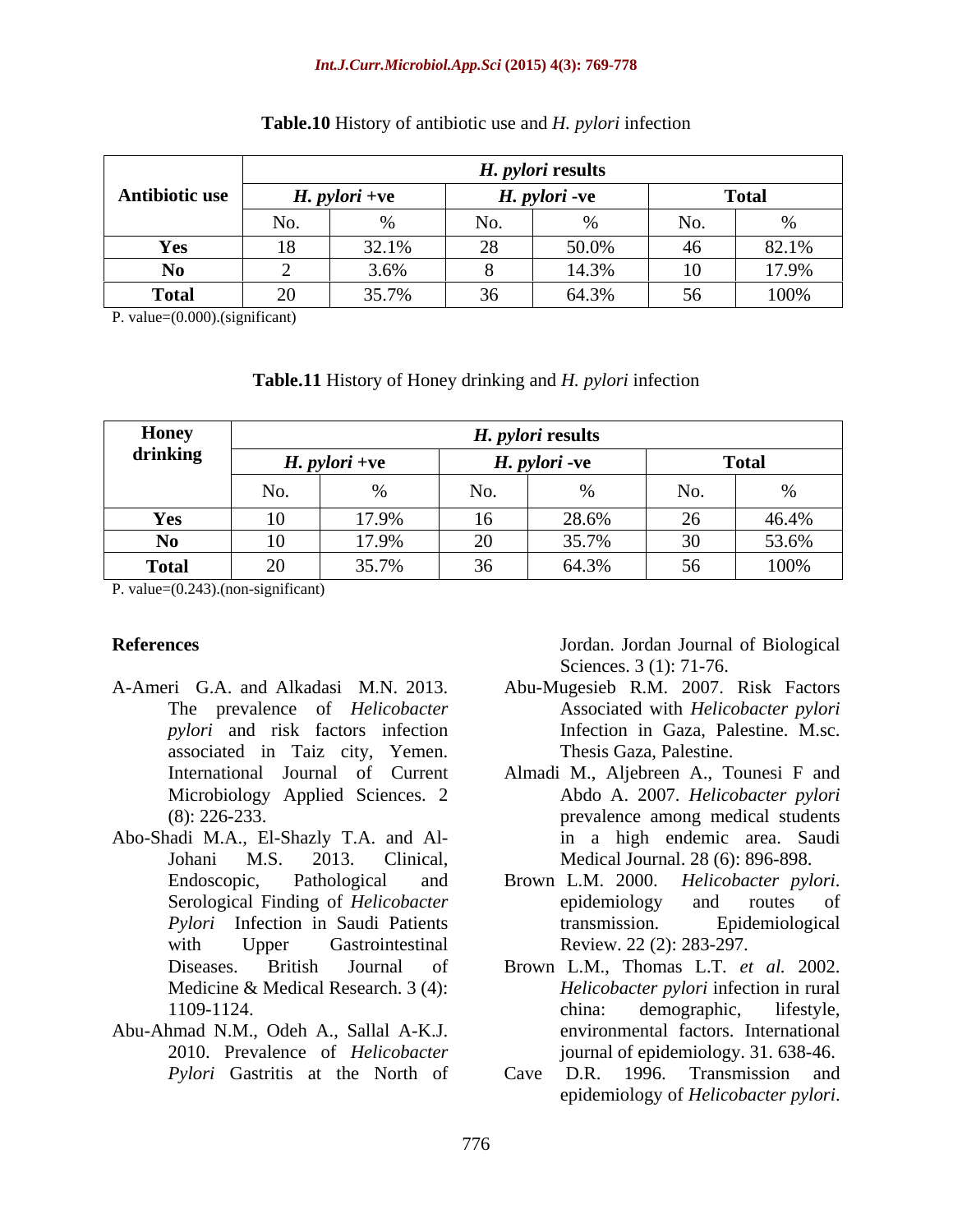**Table.10** History of antibiotic use and *H. pylori* infection

| Antibiotic use | *H. pylori* results | | | | | |
|---|---|---|---|---|---|---|
| | *H. pylori* +ve | | *H. pylori* -ve | | Total | |
| | No. | % | No. | % | No. | % |
| **Yes** | 18 | 32.1% | 28 | 50.0% | 46 | 82.1% |
| **No** | 2 | 3.6% | 8 | 14.3% | 10 | 17.9% |
| **Total** | 20 | 35.7% | 36 | 64.3% | 56 | 100% |

P. value=(0.000).(significant)

**Table.11** History of Honey drinking and *H. pylori* infection

| Honey drinking | *H. pylori* results | | | | | |
|---|---|---|---|---|---|---|
| | *H. pylori* +ve | | *H. pylori* -ve | | Total | |
| | No. | % | No. | % | No. | % |
| **Yes** | 10 | 17.9% | 16 | 28.6% | 26 | 46.4% |
| **No** | 10 | 17.9% | 20 | 35.7% | 30 | 53.6% |
| **Total** | 20 | 35.7% | 36 | 64.3% | 56 | 100% |

P. value=(0.243).(non-significant)

## References

A-Ameri G.A. and Alkadasi M.N. 2013. The prevalence of *Helicobacter pylori* and risk factors infection associated in Taiz city, Yemen. International Journal of Current Microbiology Applied Sciences. 2 (8): 226-233.

Abo-Shadi M.A., El-Shazly T.A. and Al-Johani M.S. 2013. Clinical, Endoscopic, Pathological and Serological Finding of *Helicobacter Pylori* Infection in Saudi Patients with Upper Gastrointestinal Diseases. British Journal of Medicine & Medical Research. 3 (4): 1109-1124.

Abu-Ahmad N.M., Odeh A., Sallal A-K.J. 2010. Prevalence of *Helicobacter Pylori* Gastritis at the North of Jordan. Jordan Journal of Biological Sciences. 3 (1): 71-76.

Abu-Mugesieb R.M. 2007. Risk Factors Associated with *Helicobacter pylori* Infection in Gaza, Palestine. M.sc. Thesis Gaza, Palestine.

Almadi M., Aljebreen A., Tounesi F and Abdo A. 2007. *Helicobacter pylori* prevalence among medical students in a high endemic area. Saudi Medical Journal. 28 (6): 896-898.

Brown L.M. 2000. *Helicobacter pylori*. epidemiology and routes of transmission. Epidemiological Review. 22 (2): 283-297.

Brown L.M., Thomas L.T. *et al.* 2002. *Helicobacter pylori* infection in rural china: demographic, lifestyle, environmental factors. International journal of epidemiology. 31. 638-46.

Cave D.R. 1996. Transmission and epidemiology of *Helicobacter pylori*.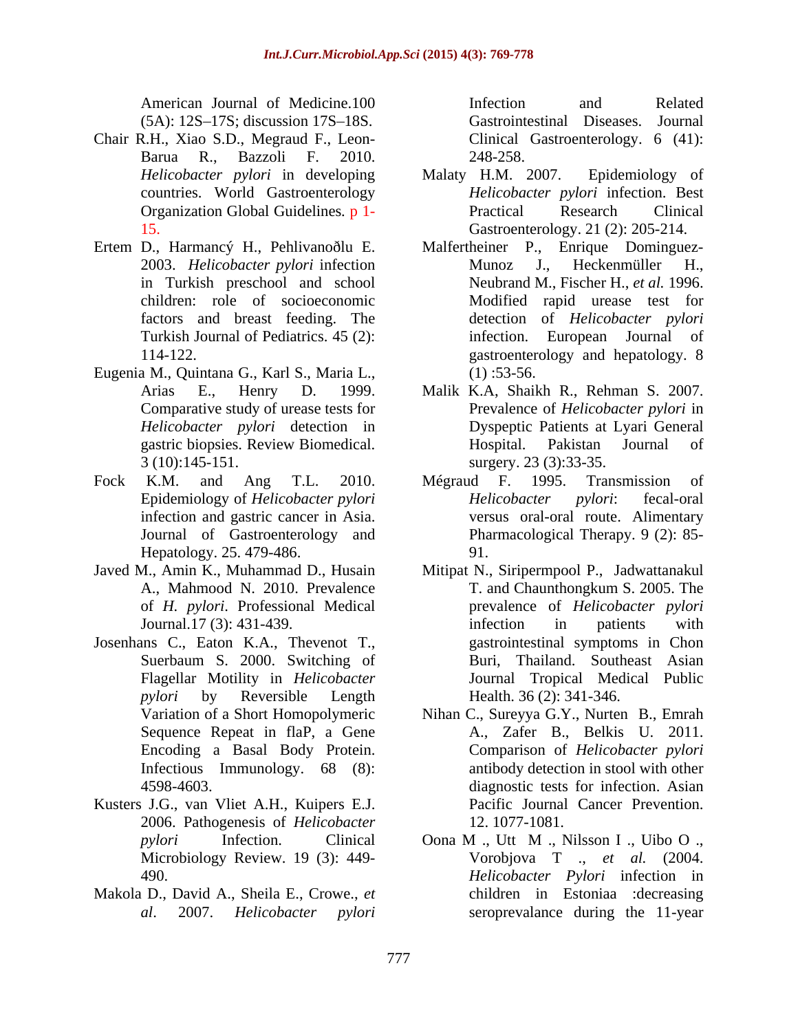American Journal of Medicine.100 (5A): 12S–17S; discussion 17S–18S.

Chair R.H., Xiao S.D., Megraud F., Leon-Barua R., Bazzoli F. 2010. *Helicobacter pylori* in developing countries. World Gastroenterology Organization Global Guidelines. p 1-15.

Ertem D., Harmancý H., Pehlivanoðlu E. 2003. *Helicobacter pylori* infection in Turkish preschool and school children: role of socioeconomic factors and breast feeding. The Turkish Journal of Pediatrics. 45 (2): 114-122.

Eugenia M., Quintana G., Karl S., Maria L., Arias E., Henry D. 1999. Comparative study of urease tests for *Helicobacter pylori* detection in gastric biopsies. Review Biomedical. 3 (10):145-151.

Fock K.M. and Ang T.L. 2010. Epidemiology of *Helicobacter pylori* infection and gastric cancer in Asia. Journal of Gastroenterology and Hepatology. 25. 479-486.

Javed M., Amin K., Muhammad D., Husain A., Mahmood N. 2010. Prevalence of *H. pylori*. Professional Medical Journal.17 (3): 431-439.

Josenhans C., Eaton K.A., Thevenot T., Suerbaum S. 2000. Switching of Flagellar Motility in *Helicobacter pylori* by Reversible Length Variation of a Short Homopolymeric Sequence Repeat in flaP, a Gene Encoding a Basal Body Protein. Infectious Immunology. 68 (8): 4598-4603.

Kusters J.G., van Vliet A.H., Kuipers E.J. 2006. Pathogenesis of *Helicobacter pylori* Infection. Clinical Microbiology Review. 19 (3): 449-490.

Makola D., David A., Sheila E., Crowe., *et al*. 2007. *Helicobacter pylori* Infection and Related Gastrointestinal Diseases. Journal Clinical Gastroenterology. 6 (41): 248-258.

Malaty H.M. 2007. Epidemiology of *Helicobacter pylori* infection. Best Practical Research Clinical Gastroenterology. 21 (2): 205-214.

Malfertheiner P., Enrique Dominguez-Munoz J., Heckenmüller H., Neubrand M., Fischer H., *et al.* 1996. Modified rapid urease test for detection of *Helicobacter pylori* infection. European Journal of gastroenterology and hepatology. 8 (1) :53-56.

Malik K.A, Shaikh R., Rehman S. 2007. Prevalence of *Helicobacter pylori* in Dyspeptic Patients at Lyari General Hospital. Pakistan Journal of surgery. 23 (3):33-35.

Mégraud F. 1995. Transmission of *Helicobacter pylori*: fecal-oral versus oral-oral route. Alimentary Pharmacological Therapy. 9 (2): 85-91.

Mitipat N., Siripermpool P., Jadwattanakul T. and Chaunthongkum S. 2005. The prevalence of *Helicobacter pylori* infection in patients with gastrointestinal symptoms in Chon Buri, Thailand. Southeast Asian Journal Tropical Medical Public Health. 36 (2): 341-346.

Nihan C., Sureyya G.Y., Nurten B., Emrah A., Zafer B., Belkis U. 2011. Comparison of *Helicobacter pylori* antibody detection in stool with other diagnostic tests for infection. Asian Pacific Journal Cancer Prevention. 12. 1077-1081.

Oona M ., Utt M ., Nilsson I ., Uibo O ., Vorobjova T ., *et al.* (2004. *Helicobacter Pylori* infection in children in Estoniaa :decreasing seroprevalance during the 11-year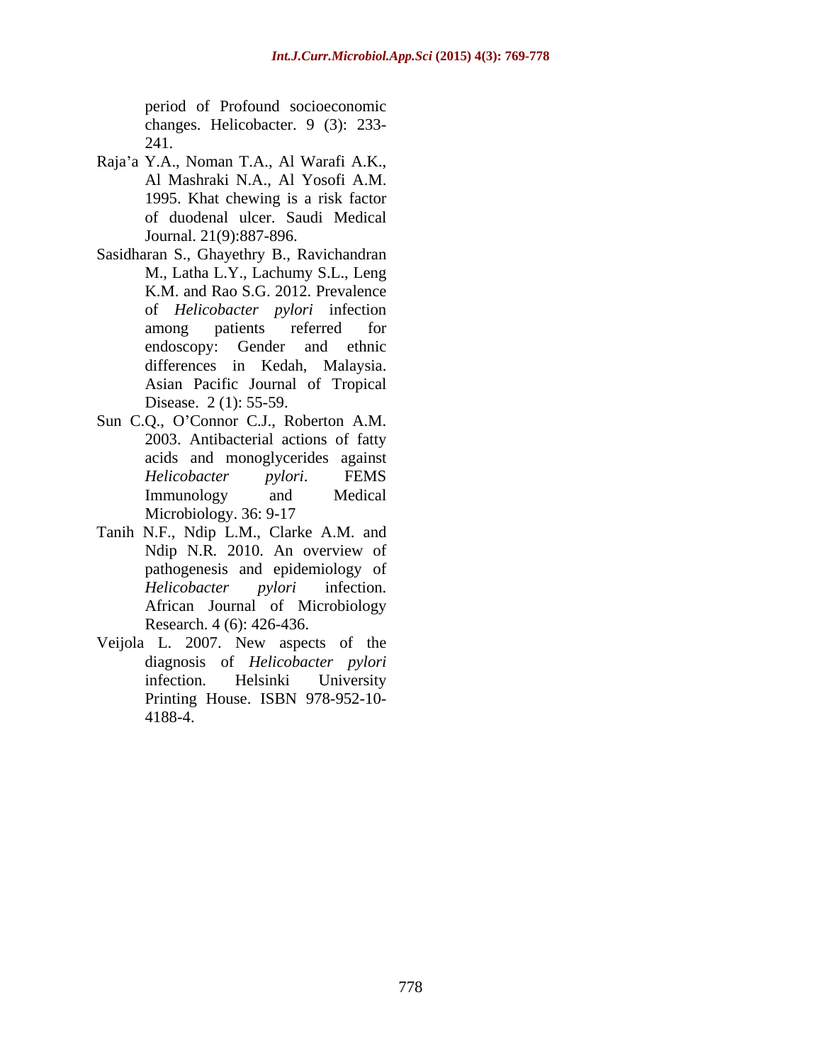period of Profound socioeconomic changes. Helicobacter. 9 (3): 233-241.

Raja'a Y.A., Noman T.A., Al Warafi A.K., Al Mashraki N.A., Al Yosofi A.M. 1995. Khat chewing is a risk factor of duodenal ulcer. Saudi Medical Journal. 21(9):887-896.

Sasidharan S., Ghayethry B., Ravichandran M., Latha L.Y., Lachumy S.L., Leng K.M. and Rao S.G. 2012. Prevalence of *Helicobacter pylori* infection among patients referred for endoscopy: Gender and ethnic differences in Kedah, Malaysia. Asian Pacific Journal of Tropical Disease. 2 (1): 55-59.

Sun C.Q., O'Connor C.J., Roberton A.M. 2003. Antibacterial actions of fatty acids and monoglycerides against *Helicobacter pylori*. FEMS Immunology and Medical Microbiology. 36: 9-17

Tanih N.F., Ndip L.M., Clarke A.M. and Ndip N.R. 2010. An overview of pathogenesis and epidemiology of *Helicobacter pylori* infection. African Journal of Microbiology Research. 4 (6): 426-436.

Veijola L. 2007. New aspects of the diagnosis of *Helicobacter pylori* infection. Helsinki University Printing House. ISBN 978-952-10-4188-4.